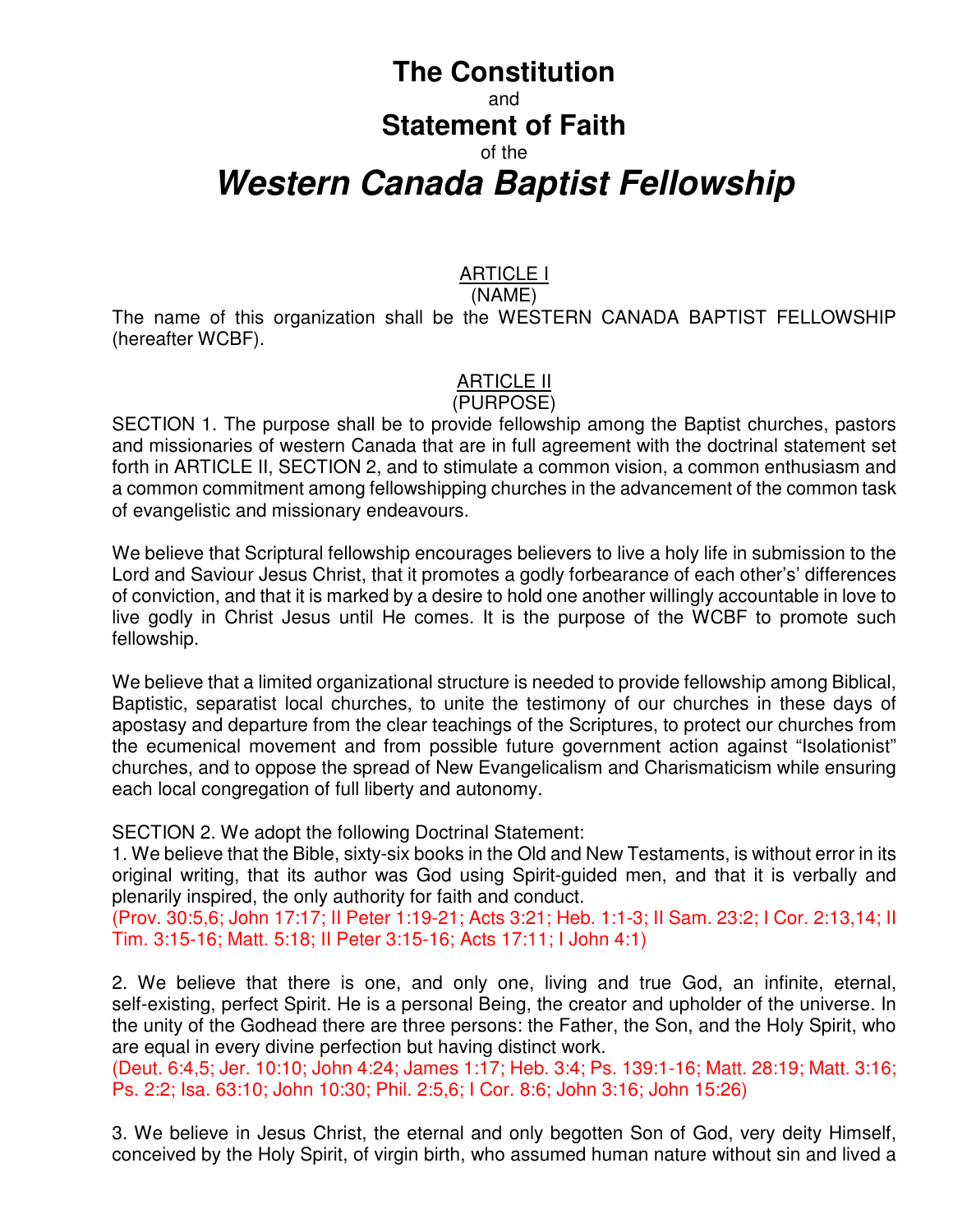# The Constitution

and

# Statement of Faith

of the

# *Western Canada Baptist Fellowship*

## ARTICLE I
(NAME)

The name of this organization shall be the WESTERN CANADA BAPTIST FELLOWSHIP (hereafter WCBF).

## ARTICLE II
(PURPOSE)

SECTION 1. The purpose shall be to provide fellowship among the Baptist churches, pastors and missionaries of western Canada that are in full agreement with the doctrinal statement set forth in ARTICLE II, SECTION 2, and to stimulate a common vision, a common enthusiasm and a common commitment among fellowshipping churches in the advancement of the common task of evangelistic and missionary endeavours.

We believe that Scriptural fellowship encourages believers to live a holy life in submission to the Lord and Saviour Jesus Christ, that it promotes a godly forbearance of each other's' differences of conviction, and that it is marked by a desire to hold one another willingly accountable in love to live godly in Christ Jesus until He comes. It is the purpose of the WCBF to promote such fellowship.

We believe that a limited organizational structure is needed to provide fellowship among Biblical, Baptistic, separatist local churches, to unite the testimony of our churches in these days of apostasy and departure from the clear teachings of the Scriptures, to protect our churches from the ecumenical movement and from possible future government action against "Isolationist" churches, and to oppose the spread of New Evangelicalism and Charismaticism while ensuring each local congregation of full liberty and autonomy.

SECTION 2. We adopt the following Doctrinal Statement:

1. We believe that the Bible, sixty-six books in the Old and New Testaments, is without error in its original writing, that its author was God using Spirit-guided men, and that it is verbally and plenarily inspired, the only authority for faith and conduct.
(Prov. 30:5,6; John 17:17; II Peter 1:19-21; Acts 3:21; Heb. 1:1-3; II Sam. 23:2; I Cor. 2:13,14; II Tim. 3:15-16; Matt. 5:18; II Peter 3:15-16; Acts 17:11; I John 4:1)

2. We believe that there is one, and only one, living and true God, an infinite, eternal, self-existing, perfect Spirit. He is a personal Being, the creator and upholder of the universe. In the unity of the Godhead there are three persons: the Father, the Son, and the Holy Spirit, who are equal in every divine perfection but having distinct work.
(Deut. 6:4,5; Jer. 10:10; John 4:24; James 1:17; Heb. 3:4; Ps. 139:1-16; Matt. 28:19; Matt. 3:16; Ps. 2:2; Isa. 63:10; John 10:30; Phil. 2:5,6; I Cor. 8:6; John 3:16; John 15:26)

3. We believe in Jesus Christ, the eternal and only begotten Son of God, very deity Himself, conceived by the Holy Spirit, of virgin birth, who assumed human nature without sin and lived a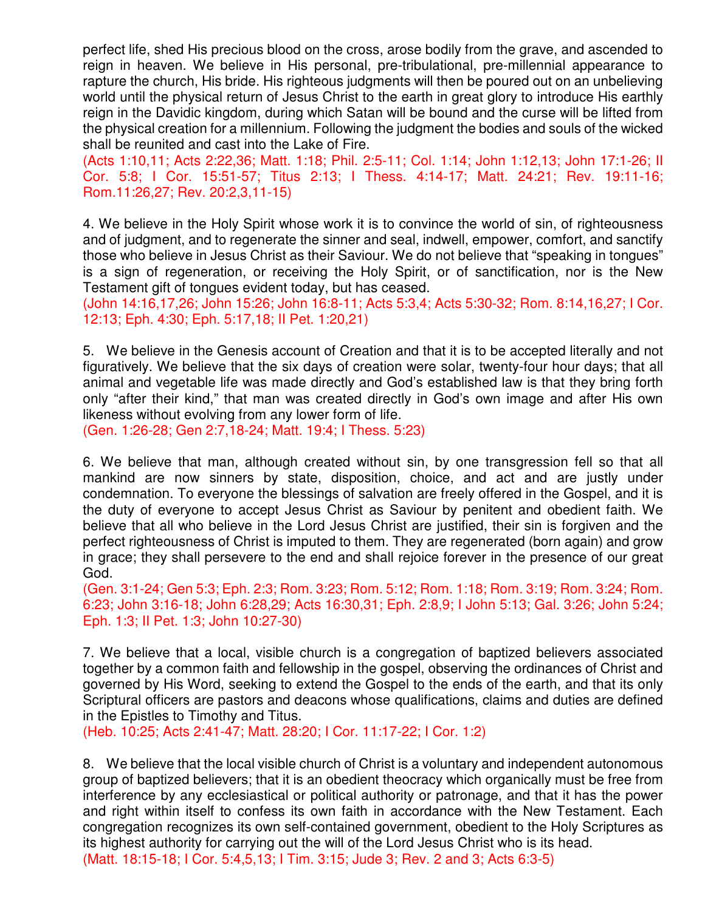perfect life, shed His precious blood on the cross, arose bodily from the grave, and ascended to reign in heaven. We believe in His personal, pre-tribulational, pre-millennial appearance to rapture the church, His bride. His righteous judgments will then be poured out on an unbelieving world until the physical return of Jesus Christ to the earth in great glory to introduce His earthly reign in the Davidic kingdom, during which Satan will be bound and the curse will be lifted from the physical creation for a millennium. Following the judgment the bodies and souls of the wicked shall be reunited and cast into the Lake of Fire.
(Acts 1:10,11; Acts 2:22,36; Matt. 1:18; Phil. 2:5-11; Col. 1:14; John 1:12,13; John 17:1-26; II Cor. 5:8; I Cor. 15:51-57; Titus 2:13; I Thess. 4:14-17; Matt. 24:21; Rev. 19:11-16; Rom.11:26,27; Rev. 20:2,3,11-15)

4. We believe in the Holy Spirit whose work it is to convince the world of sin, of righteousness and of judgment, and to regenerate the sinner and seal, indwell, empower, comfort, and sanctify those who believe in Jesus Christ as their Saviour. We do not believe that "speaking in tongues" is a sign of regeneration, or receiving the Holy Spirit, or of sanctification, nor is the New Testament gift of tongues evident today, but has ceased.
(John 14:16,17,26; John 15:26; John 16:8-11; Acts 5:3,4; Acts 5:30-32; Rom. 8:14,16,27; I Cor. 12:13; Eph. 4:30; Eph. 5:17,18; II Pet. 1:20,21)

5. We believe in the Genesis account of Creation and that it is to be accepted literally and not figuratively. We believe that the six days of creation were solar, twenty-four hour days; that all animal and vegetable life was made directly and God's established law is that they bring forth only "after their kind," that man was created directly in God's own image and after His own likeness without evolving from any lower form of life.
(Gen. 1:26-28; Gen 2:7,18-24; Matt. 19:4; I Thess. 5:23)

6. We believe that man, although created without sin, by one transgression fell so that all mankind are now sinners by state, disposition, choice, and act and are justly under condemnation. To everyone the blessings of salvation are freely offered in the Gospel, and it is the duty of everyone to accept Jesus Christ as Saviour by penitent and obedient faith. We believe that all who believe in the Lord Jesus Christ are justified, their sin is forgiven and the perfect righteousness of Christ is imputed to them. They are regenerated (born again) and grow in grace; they shall persevere to the end and shall rejoice forever in the presence of our great God.
(Gen. 3:1-24; Gen 5:3; Eph. 2:3; Rom. 3:23; Rom. 5:12; Rom. 1:18; Rom. 3:19; Rom. 3:24; Rom. 6:23; John 3:16-18; John 6:28,29; Acts 16:30,31; Eph. 2:8,9; I John 5:13; Gal. 3:26; John 5:24; Eph. 1:3; II Pet. 1:3; John 10:27-30)

7. We believe that a local, visible church is a congregation of baptized believers associated together by a common faith and fellowship in the gospel, observing the ordinances of Christ and governed by His Word, seeking to extend the Gospel to the ends of the earth, and that its only Scriptural officers are pastors and deacons whose qualifications, claims and duties are defined in the Epistles to Timothy and Titus.
(Heb. 10:25; Acts 2:41-47; Matt. 28:20; I Cor. 11:17-22; I Cor. 1:2)

8. We believe that the local visible church of Christ is a voluntary and independent autonomous group of baptized believers; that it is an obedient theocracy which organically must be free from interference by any ecclesiastical or political authority or patronage, and that it has the power and right within itself to confess its own faith in accordance with the New Testament. Each congregation recognizes its own self-contained government, obedient to the Holy Scriptures as its highest authority for carrying out the will of the Lord Jesus Christ who is its head.
(Matt. 18:15-18; I Cor. 5:4,5,13; I Tim. 3:15; Jude 3; Rev. 2 and 3; Acts 6:3-5)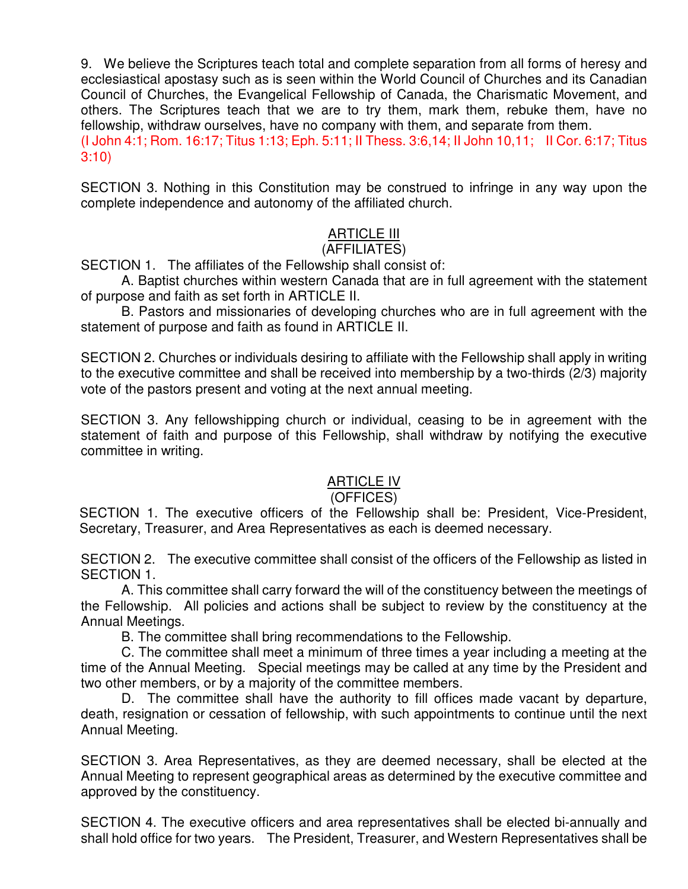9. We believe the Scriptures teach total and complete separation from all forms of heresy and ecclesiastical apostasy such as is seen within the World Council of Churches and its Canadian Council of Churches, the Evangelical Fellowship of Canada, the Charismatic Movement, and others. The Scriptures teach that we are to try them, mark them, rebuke them, have no fellowship, withdraw ourselves, have no company with them, and separate from them. (I John 4:1; Rom. 16:17; Titus 1:13; Eph. 5:11; II Thess. 3:6,14; II John 10,11; II Cor. 6:17; Titus 3:10)

SECTION 3. Nothing in this Constitution may be construed to infringe in any way upon the complete independence and autonomy of the affiliated church.

## ARTICLE III
### (AFFILIATES)

SECTION 1. The affiliates of the Fellowship shall consist of:

A. Baptist churches within western Canada that are in full agreement with the statement of purpose and faith as set forth in ARTICLE II.

B. Pastors and missionaries of developing churches who are in full agreement with the statement of purpose and faith as found in ARTICLE II.

SECTION 2. Churches or individuals desiring to affiliate with the Fellowship shall apply in writing to the executive committee and shall be received into membership by a two-thirds (2/3) majority vote of the pastors present and voting at the next annual meeting.

SECTION 3. Any fellowshipping church or individual, ceasing to be in agreement with the statement of faith and purpose of this Fellowship, shall withdraw by notifying the executive committee in writing.

## ARTICLE IV
### (OFFICES)

SECTION 1. The executive officers of the Fellowship shall be: President, Vice-President, Secretary, Treasurer, and Area Representatives as each is deemed necessary.

SECTION 2. The executive committee shall consist of the officers of the Fellowship as listed in SECTION 1.

A. This committee shall carry forward the will of the constituency between the meetings of the Fellowship. All policies and actions shall be subject to review by the constituency at the Annual Meetings.

B. The committee shall bring recommendations to the Fellowship.

C. The committee shall meet a minimum of three times a year including a meeting at the time of the Annual Meeting. Special meetings may be called at any time by the President and two other members, or by a majority of the committee members.

D. The committee shall have the authority to fill offices made vacant by departure, death, resignation or cessation of fellowship, with such appointments to continue until the next Annual Meeting.

SECTION 3. Area Representatives, as they are deemed necessary, shall be elected at the Annual Meeting to represent geographical areas as determined by the executive committee and approved by the constituency.

SECTION 4. The executive officers and area representatives shall be elected bi-annually and shall hold office for two years. The President, Treasurer, and Western Representatives shall be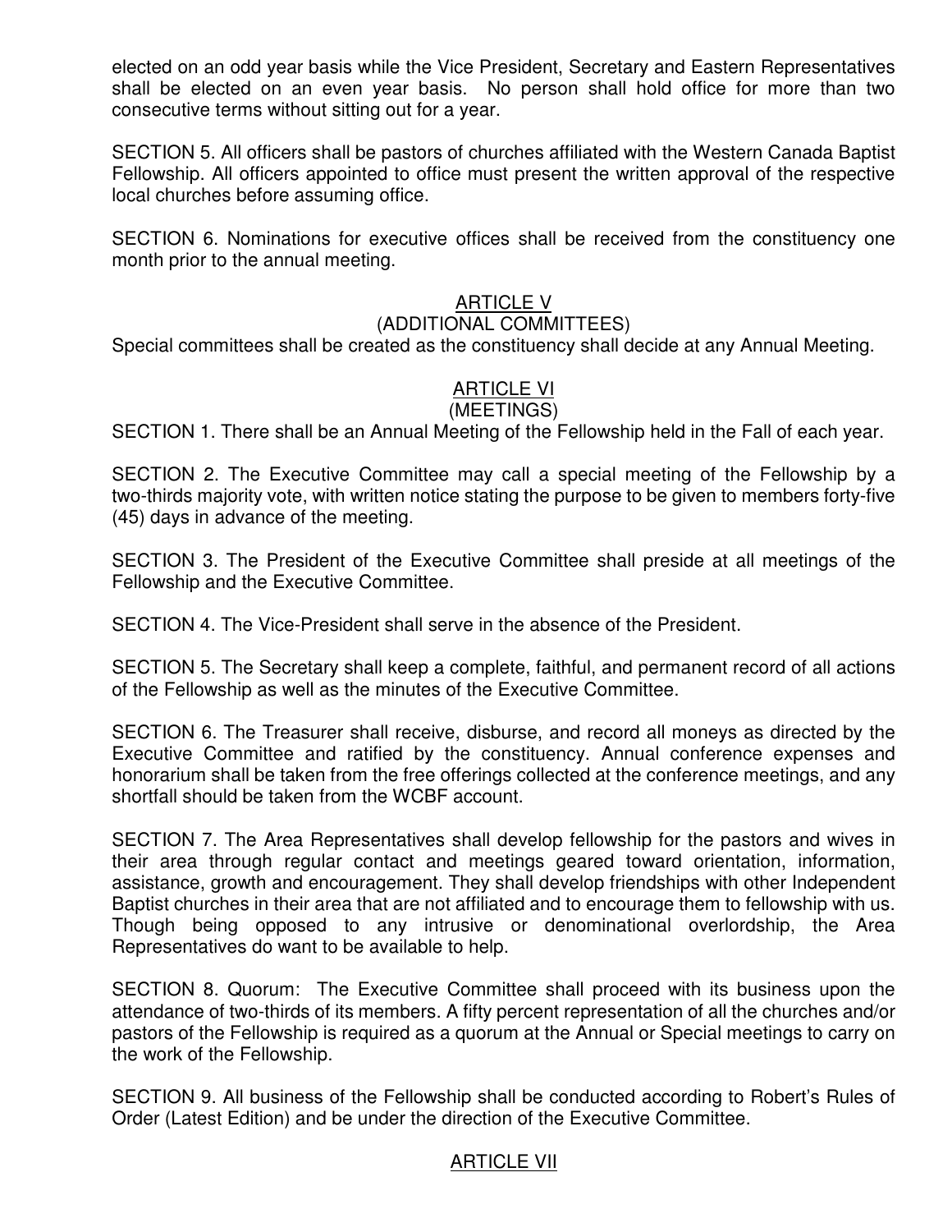elected on an odd year basis while the Vice President, Secretary and Eastern Representatives shall be elected on an even year basis. No person shall hold office for more than two consecutive terms without sitting out for a year.

SECTION 5. All officers shall be pastors of churches affiliated with the Western Canada Baptist Fellowship. All officers appointed to office must present the written approval of the respective local churches before assuming office.

SECTION 6. Nominations for executive offices shall be received from the constituency one month prior to the annual meeting.

## ARTICLE V
### (ADDITIONAL COMMITTEES)

Special committees shall be created as the constituency shall decide at any Annual Meeting.

## ARTICLE VI
### (MEETINGS)

SECTION 1. There shall be an Annual Meeting of the Fellowship held in the Fall of each year.

SECTION 2. The Executive Committee may call a special meeting of the Fellowship by a two-thirds majority vote, with written notice stating the purpose to be given to members forty-five (45) days in advance of the meeting.

SECTION 3. The President of the Executive Committee shall preside at all meetings of the Fellowship and the Executive Committee.

SECTION 4. The Vice-President shall serve in the absence of the President.

SECTION 5. The Secretary shall keep a complete, faithful, and permanent record of all actions of the Fellowship as well as the minutes of the Executive Committee.

SECTION 6. The Treasurer shall receive, disburse, and record all moneys as directed by the Executive Committee and ratified by the constituency. Annual conference expenses and honorarium shall be taken from the free offerings collected at the conference meetings, and any shortfall should be taken from the WCBF account.

SECTION 7. The Area Representatives shall develop fellowship for the pastors and wives in their area through regular contact and meetings geared toward orientation, information, assistance, growth and encouragement. They shall develop friendships with other Independent Baptist churches in their area that are not affiliated and to encourage them to fellowship with us. Though being opposed to any intrusive or denominational overlordship, the Area Representatives do want to be available to help.

SECTION 8. Quorum: The Executive Committee shall proceed with its business upon the attendance of two-thirds of its members. A fifty percent representation of all the churches and/or pastors of the Fellowship is required as a quorum at the Annual or Special meetings to carry on the work of the Fellowship.

SECTION 9. All business of the Fellowship shall be conducted according to Robert's Rules of Order (Latest Edition) and be under the direction of the Executive Committee.

## ARTICLE VII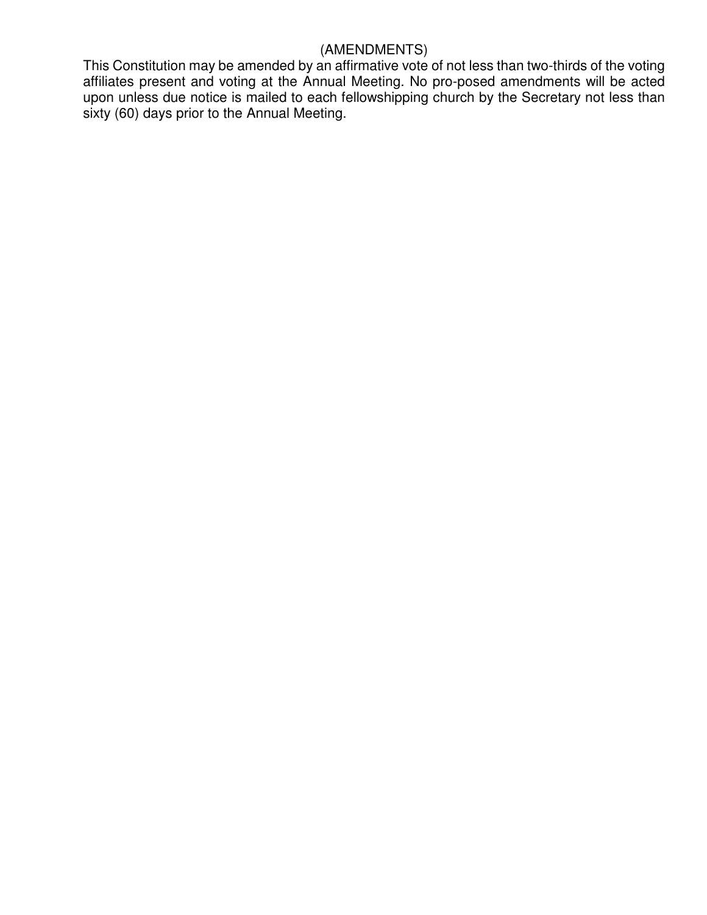## (AMENDMENTS)

This Constitution may be amended by an affirmative vote of not less than two-thirds of the voting affiliates present and voting at the Annual Meeting. No pro-posed amendments will be acted upon unless due notice is mailed to each fellowshipping church by the Secretary not less than sixty (60) days prior to the Annual Meeting.